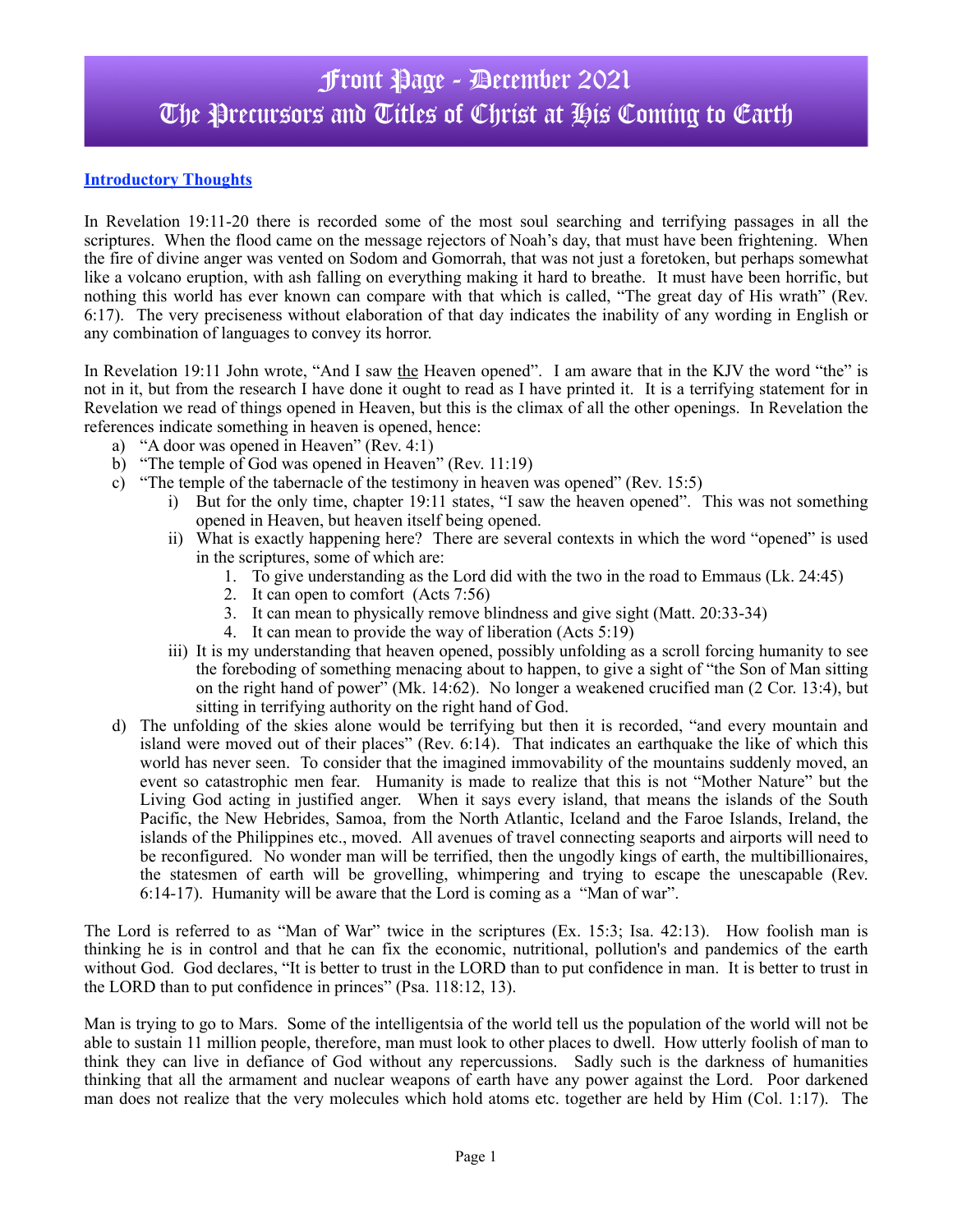# Front Page - December 2021
# The Precursors and Titles of Christ at His Coming to Earth

## Introductory Thoughts

In Revelation 19:11-20 there is recorded some of the most soul searching and terrifying passages in all the scriptures. When the flood came on the message rejectors of Noah's day, that must have been frightening. When the fire of divine anger was vented on Sodom and Gomorrah, that was not just a foretoken, but perhaps somewhat like a volcano eruption, with ash falling on everything making it hard to breathe. It must have been horrific, but nothing this world has ever known can compare with that which is called, "The great day of His wrath" (Rev. 6:17). The very preciseness without elaboration of that day indicates the inability of any wording in English or any combination of languages to convey its horror.

In Revelation 19:11 John wrote, "And I saw the Heaven opened". I am aware that in the KJV the word "the" is not in it, but from the research I have done it ought to read as I have printed it. It is a terrifying statement for in Revelation we read of things opened in Heaven, but this is the climax of all the other openings. In Revelation the references indicate something in heaven is opened, hence:

a) "A door was opened in Heaven" (Rev. 4:1)
b) "The temple of God was opened in Heaven" (Rev. 11:19)
c) "The temple of the tabernacle of the testimony in heaven was opened" (Rev. 15:5)
    i) But for the only time, chapter 19:11 states, "I saw the heaven opened". This was not something opened in Heaven, but heaven itself being opened.
    ii) What is exactly happening here? There are several contexts in which the word "opened" is used in the scriptures, some of which are:
        1. To give understanding as the Lord did with the two in the road to Emmaus (Lk. 24:45)
        2. It can open to comfort (Acts 7:56)
        3. It can mean to physically remove blindness and give sight (Matt. 20:33-34)
        4. It can mean to provide the way of liberation (Acts 5:19)
    iii) It is my understanding that heaven opened, possibly unfolding as a scroll forcing humanity to see the foreboding of something menacing about to happen, to give a sight of "the Son of Man sitting on the right hand of power" (Mk. 14:62). No longer a weakened crucified man (2 Cor. 13:4), but sitting in terrifying authority on the right hand of God.
d) The unfolding of the skies alone would be terrifying but then it is recorded, "and every mountain and island were moved out of their places" (Rev. 6:14). That indicates an earthquake the like of which this world has never seen. To consider that the imagined immovability of the mountains suddenly moved, an event so catastrophic men fear. Humanity is made to realize that this is not "Mother Nature" but the Living God acting in justified anger. When it says every island, that means the islands of the South Pacific, the New Hebrides, Samoa, from the North Atlantic, Iceland and the Faroe Islands, Ireland, the islands of the Philippines etc., moved. All avenues of travel connecting seaports and airports will need to be reconfigured. No wonder man will be terrified, then the ungodly kings of earth, the multibillionaires, the statesmen of earth will be grovelling, whimpering and trying to escape the unescapable (Rev. 6:14-17). Humanity will be aware that the Lord is coming as a "Man of war".

The Lord is referred to as "Man of War" twice in the scriptures (Ex. 15:3; Isa. 42:13). How foolish man is thinking he is in control and that he can fix the economic, nutritional, pollution's and pandemics of the earth without God. God declares, "It is better to trust in the LORD than to put confidence in man. It is better to trust in the LORD than to put confidence in princes" (Psa. 118:12, 13).

Man is trying to go to Mars. Some of the intelligentsia of the world tell us the population of the world will not be able to sustain 11 million people, therefore, man must look to other places to dwell. How utterly foolish of man to think they can live in defiance of God without any repercussions. Sadly such is the darkness of humanities thinking that all the armament and nuclear weapons of earth have any power against the Lord. Poor darkened man does not realize that the very molecules which hold atoms etc. together are held by Him (Col. 1:17). The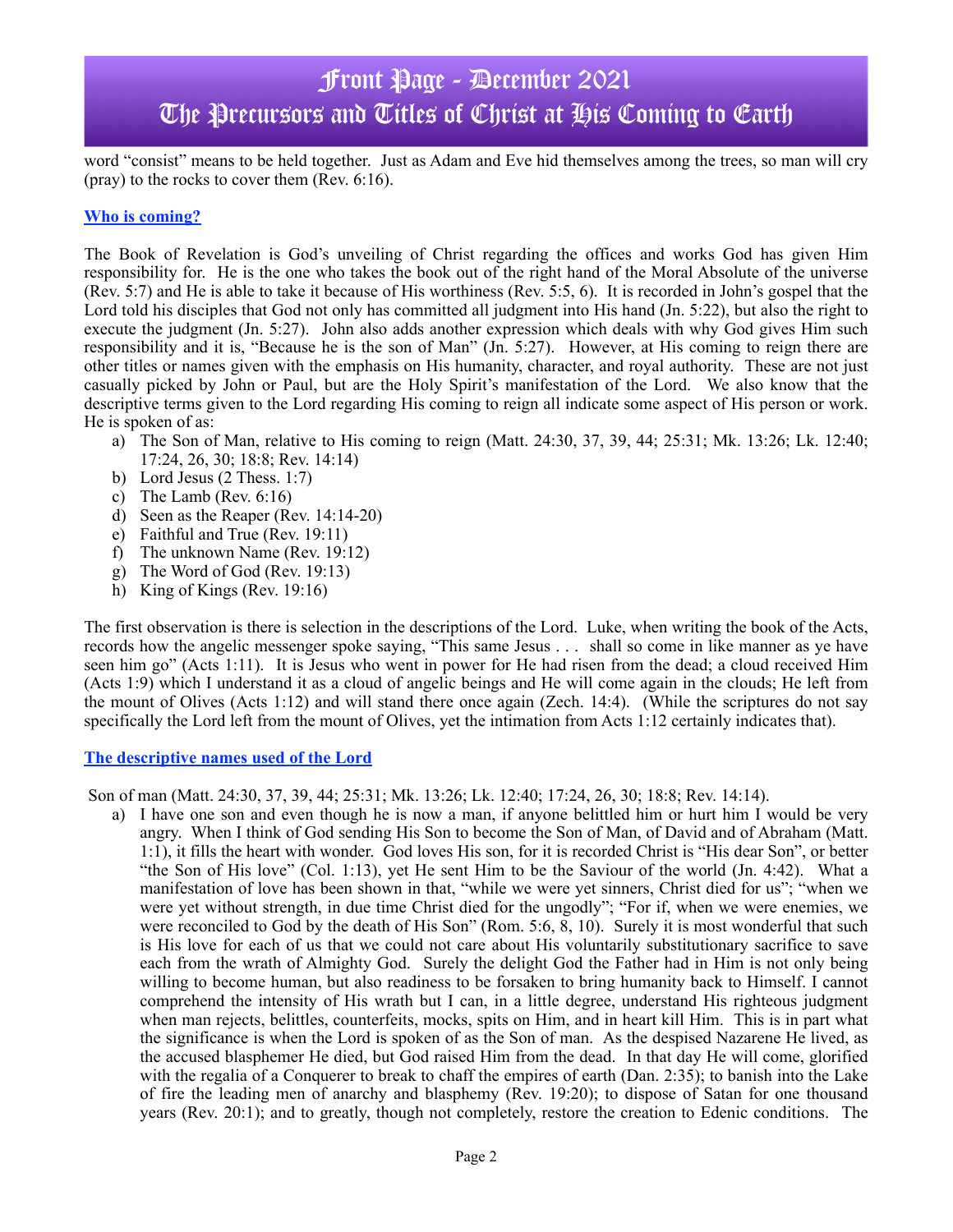word "consist" means to be held together. Just as Adam and Eve hid themselves among the trees, so man will cry (pray) to the rocks to cover them (Rev. 6:16).

## Who is coming?

The Book of Revelation is God's unveiling of Christ regarding the offices and works God has given Him responsibility for. He is the one who takes the book out of the right hand of the Moral Absolute of the universe (Rev. 5:7) and He is able to take it because of His worthiness (Rev. 5:5, 6). It is recorded in John's gospel that the Lord told his disciples that God not only has committed all judgment into His hand (Jn. 5:22), but also the right to execute the judgment (Jn. 5:27). John also adds another expression which deals with why God gives Him such responsibility and it is, "Because he is the son of Man" (Jn. 5:27). However, at His coming to reign there are other titles or names given with the emphasis on His humanity, character, and royal authority. These are not just casually picked by John or Paul, but are the Holy Spirit's manifestation of the Lord. We also know that the descriptive terms given to the Lord regarding His coming to reign all indicate some aspect of His person or work. He is spoken of as:

a) The Son of Man, relative to His coming to reign (Matt. 24:30, 37, 39, 44; 25:31; Mk. 13:26; Lk. 12:40; 17:24, 26, 30; 18:8; Rev. 14:14)
b) Lord Jesus (2 Thess. 1:7)
c) The Lamb (Rev. 6:16)
d) Seen as the Reaper (Rev. 14:14-20)
e) Faithful and True (Rev. 19:11)
f) The unknown Name (Rev. 19:12)
g) The Word of God (Rev. 19:13)
h) King of Kings (Rev. 19:16)

The first observation is there is selection in the descriptions of the Lord. Luke, when writing the book of the Acts, records how the angelic messenger spoke saying, "This same Jesus . . . shall so come in like manner as ye have seen him go" (Acts 1:11). It is Jesus who went in power for He had risen from the dead; a cloud received Him (Acts 1:9) which I understand it as a cloud of angelic beings and He will come again in the clouds; He left from the mount of Olives (Acts 1:12) and will stand there once again (Zech. 14:4). (While the scriptures do not say specifically the Lord left from the mount of Olives, yet the intimation from Acts 1:12 certainly indicates that).

## The descriptive names used of the Lord

Son of man (Matt. 24:30, 37, 39, 44; 25:31; Mk. 13:26; Lk. 12:40; 17:24, 26, 30; 18:8; Rev. 14:14).

a) I have one son and even though he is now a man, if anyone belittled him or hurt him I would be very angry. When I think of God sending His Son to become the Son of Man, of David and of Abraham (Matt. 1:1), it fills the heart with wonder. God loves His son, for it is recorded Christ is "His dear Son", or better "the Son of His love" (Col. 1:13), yet He sent Him to be the Saviour of the world (Jn. 4:42). What a manifestation of love has been shown in that, "while we were yet sinners, Christ died for us"; "when we were yet without strength, in due time Christ died for the ungodly"; "For if, when we were enemies, we were reconciled to God by the death of His Son" (Rom. 5:6, 8, 10). Surely it is most wonderful that such is His love for each of us that we could not care about His voluntarily substitutionary sacrifice to save each from the wrath of Almighty God. Surely the delight God the Father had in Him is not only being willing to become human, but also readiness to be forsaken to bring humanity back to Himself. I cannot comprehend the intensity of His wrath but I can, in a little degree, understand His righteous judgment when man rejects, belittles, counterfeits, mocks, spits on Him, and in heart kill Him. This is in part what the significance is when the Lord is spoken of as the Son of man. As the despised Nazarene He lived, as the accused blasphemer He died, but God raised Him from the dead. In that day He will come, glorified with the regalia of a Conquerer to break to chaff the empires of earth (Dan. 2:35); to banish into the Lake of fire the leading men of anarchy and blasphemy (Rev. 19:20); to dispose of Satan for one thousand years (Rev. 20:1); and to greatly, though not completely, restore the creation to Edenic conditions. The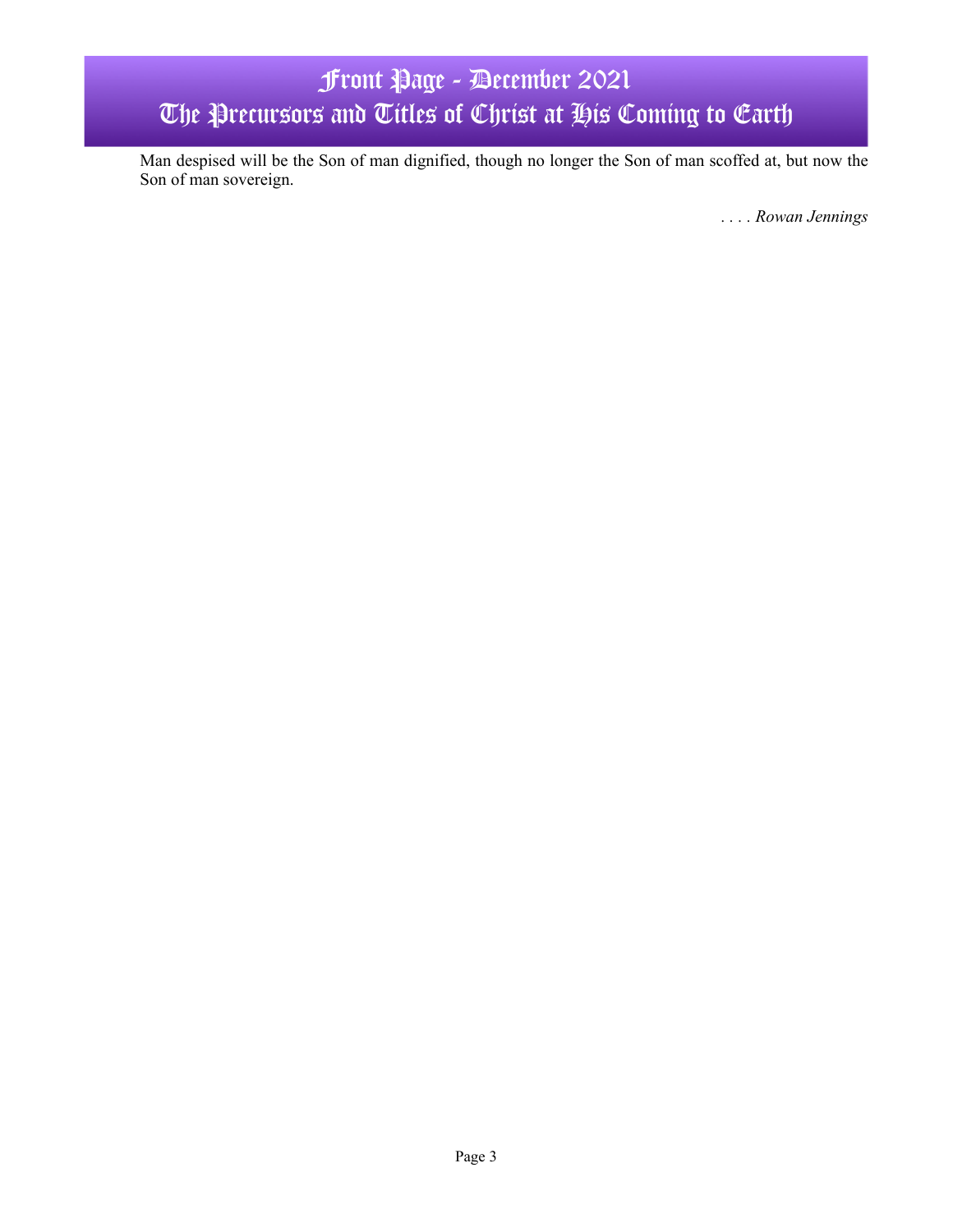Man despised will be the Son of man dignified, though no longer the Son of man scoffed at, but now the Son of man sovereign.

. . . . *Rowan Jennings*